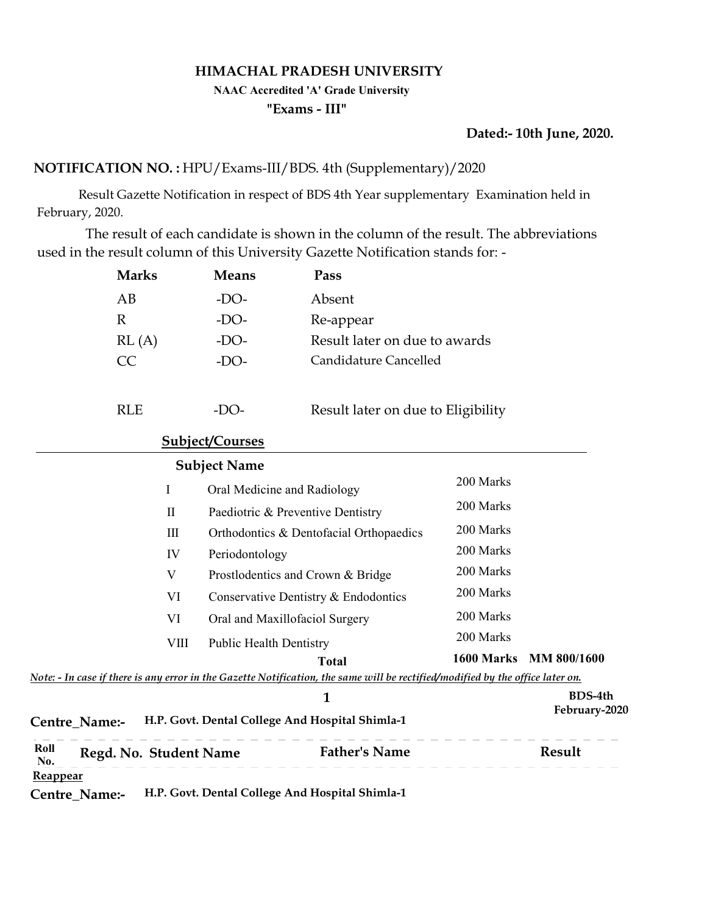# HIMACHAL PRADESH UNIVERSITY

**NAAC Accredited 'A' Grade University**

**"Exams - III"**

**Dated:- 10th June, 2020.**

**NOTIFICATION NO. :** HPU/Exams-III/BDS. 4th (Supplementary)/2020

Result Gazette Notification in respect of BDS 4th Year supplementary Examination held in February, 2020.

The result of each candidate is shown in the column of the result. The abbreviations used in the result column of this University Gazette Notification stands for: -

| | | |
|---|---|---|
| **Marks** | **Means** | **Pass** |
| AB | -DO- | Absent |
| R | -DO- | Re-appear |
| RL (A) | -DO- | Result later on due to awards |
| CC | -DO- | Candidature Cancelled |
| RLE | -DO- | Result later on due to Eligibility |

**Subject/Courses**

| | Subject Name | | |
|---|---|---|---|
| I | Oral Medicine and Radiology | 200 Marks | |
| II | Paediotric & Preventive Dentistry | 200 Marks | |
| III | Orthodontics & Dentofacial Orthopaedics | 200 Marks | |
| IV | Periodontology | 200 Marks | |
| V | Prostlodentics and Crown & Bridge | 200 Marks | |
| VI | Conservative Dentistry & Endodontics | 200 Marks | |
| VI | Oral and Maxillofaciol Surgery | 200 Marks | |
| VIII | Public Health Dentistry | 200 Marks | |
| | **Total** | **1600 Marks** | **MM 800/1600** |

***Note: - In case if there is any error in the Gazette Notification, the same will be rectified/modified by the office later on.***

**BDS-4th February-2020**

**Centre_Name:-** **H.P. Govt. Dental College And Hospital Shimla-1**

| Roll No. | Regd. No. | Student Name | Father's Name | Result |
|---|---|---|---|---|

**Reappear**

**Centre_Name:-** **H.P. Govt. Dental College And Hospital Shimla-1**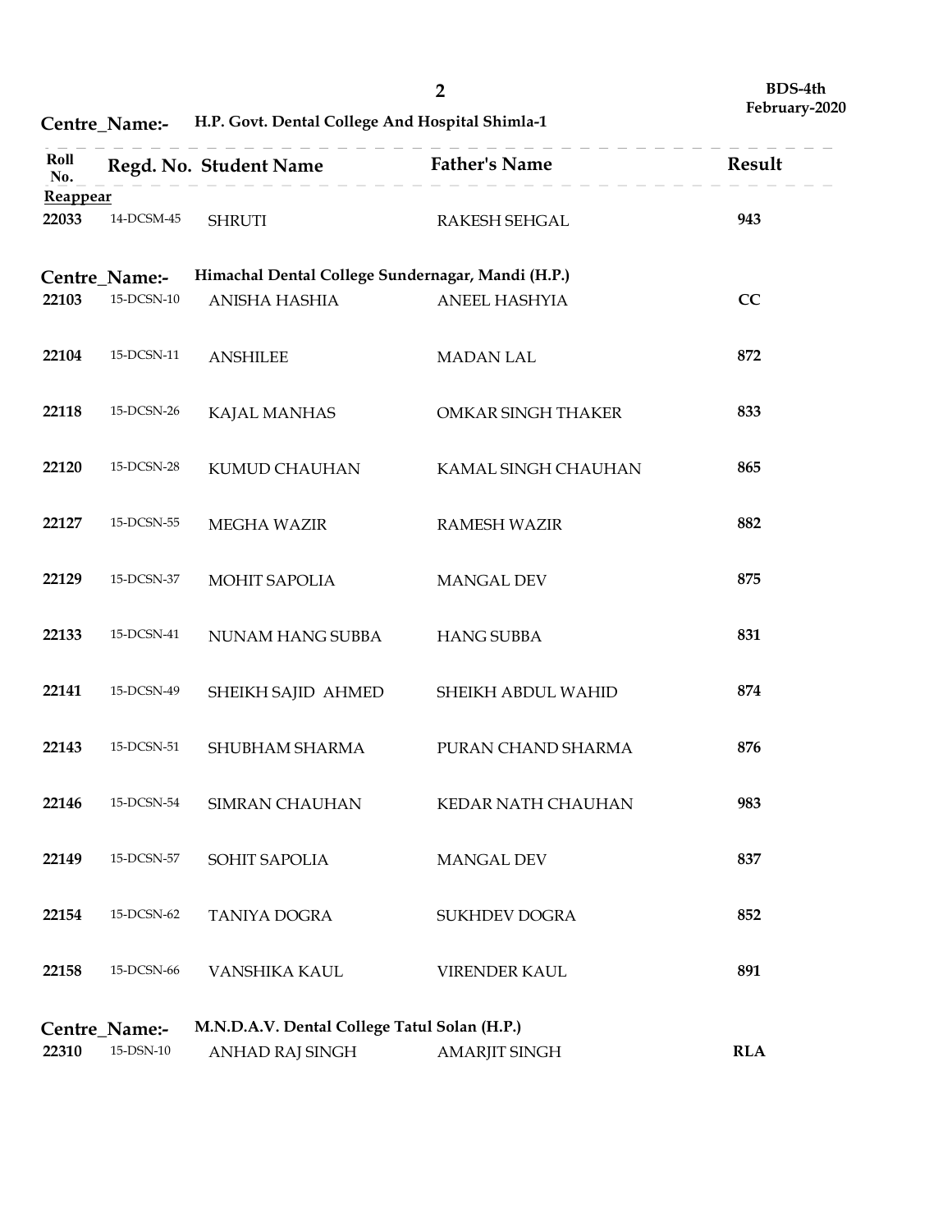Centre_Name:- H.P. Govt. Dental College And Hospital Shimla-1

| Roll No. | Regd. No. | Student Name | Father's Name | Result |
| --- | --- | --- | --- | --- |
| **Reappear** | | | | |
| 22033 | 14-DCSM-45 | SHRUTI | RAKESH SEHGAL | 943 |

Centre_Name:- Himachal Dental College Sundernagar, Mandi (H.P.)

| Roll No. | Regd. No. | Student Name | Father's Name | Result |
| --- | --- | --- | --- | --- |
| 22103 | 15-DCSN-10 | ANISHA HASHIA | ANEEL HASHYIA | CC |
| 22104 | 15-DCSN-11 | ANSHILEE | MADAN LAL | 872 |
| 22118 | 15-DCSN-26 | KAJAL MANHAS | OMKAR SINGH THAKER | 833 |
| 22120 | 15-DCSN-28 | KUMUD CHAUHAN | KAMAL SINGH CHAUHAN | 865 |
| 22127 | 15-DCSN-55 | MEGHA WAZIR | RAMESH WAZIR | 882 |
| 22129 | 15-DCSN-37 | MOHIT SAPOLIA | MANGAL DEV | 875 |
| 22133 | 15-DCSN-41 | NUNAM HANG SUBBA | HANG SUBBA | 831 |
| 22141 | 15-DCSN-49 | SHEIKH SAJID AHMED | SHEIKH ABDUL WAHID | 874 |
| 22143 | 15-DCSN-51 | SHUBHAM SHARMA | PURAN CHAND SHARMA | 876 |
| 22146 | 15-DCSN-54 | SIMRAN CHAUHAN | KEDAR NATH CHAUHAN | 983 |
| 22149 | 15-DCSN-57 | SOHIT SAPOLIA | MANGAL DEV | 837 |
| 22154 | 15-DCSN-62 | TANIYA DOGRA | SUKHDEV DOGRA | 852 |
| 22158 | 15-DCSN-66 | VANSHIKA KAUL | VIRENDER KAUL | 891 |

Centre_Name:- M.N.D.A.V. Dental College Tatul Solan (H.P.)

| Roll No. | Regd. No. | Student Name | Father's Name | Result |
| --- | --- | --- | --- | --- |
| 22310 | 15-DSN-10 | ANHAD RAJ SINGH | AMARJIT SINGH | RLA |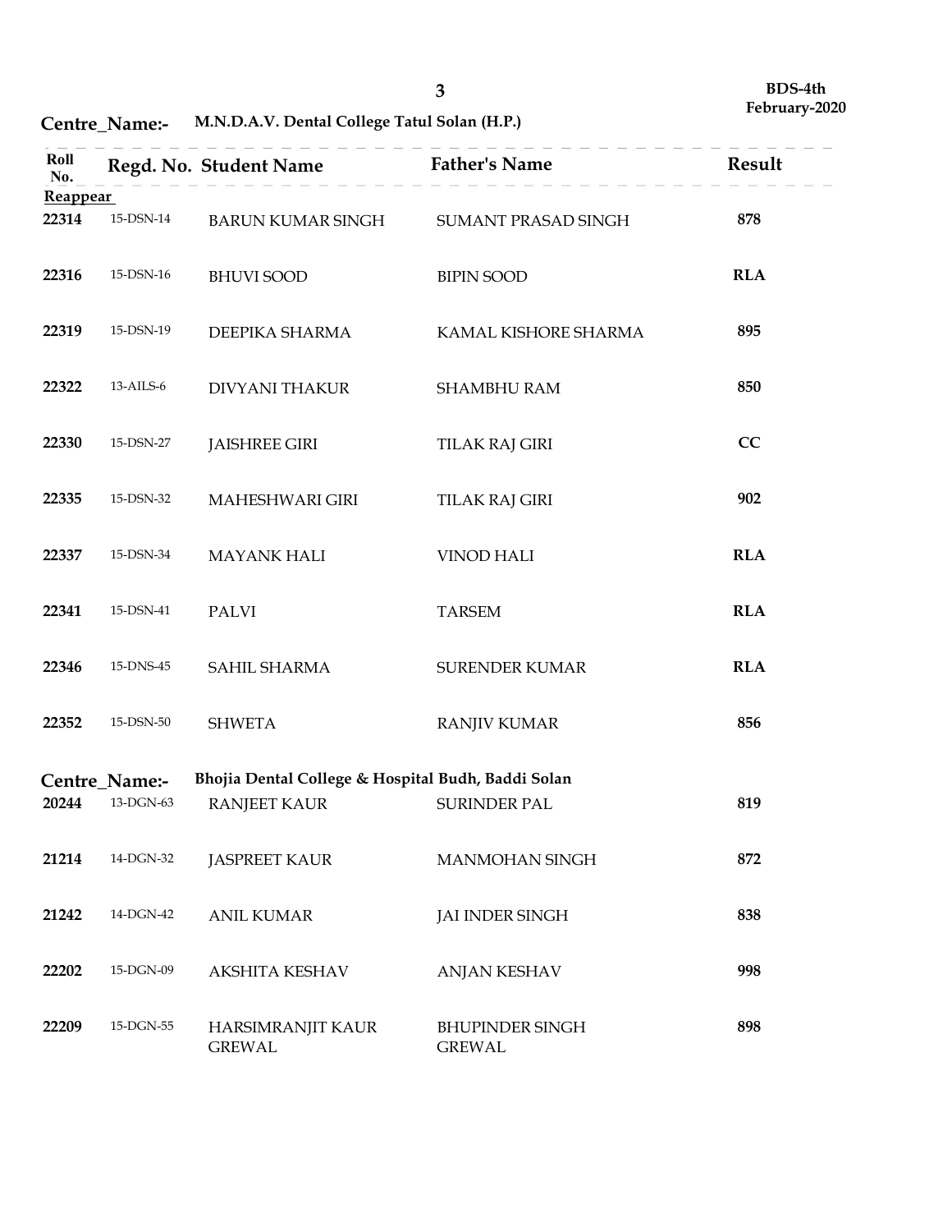BDS-4th
February-2020

**Centre_Name:- M.N.D.A.V. Dental College Tatul Solan (H.P.)**

| Roll No. | Regd. No. | Student Name | Father's Name | Result |
|---|---|---|---|---|
| **Reappear** | | | | |
| 22314 | 15-DSN-14 | BARUN KUMAR SINGH | SUMANT PRASAD SINGH | 878 |
| 22316 | 15-DSN-16 | BHUVI SOOD | BIPIN SOOD | RLA |
| 22319 | 15-DSN-19 | DEEPIKA SHARMA | KAMAL KISHORE SHARMA | 895 |
| 22322 | 13-AILS-6 | DIVYANI THAKUR | SHAMBHU RAM | 850 |
| 22330 | 15-DSN-27 | JAISHREE GIRI | TILAK RAJ GIRI | CC |
| 22335 | 15-DSN-32 | MAHESHWARI GIRI | TILAK RAJ GIRI | 902 |
| 22337 | 15-DSN-34 | MAYANK HALI | VINOD HALI | RLA |
| 22341 | 15-DSN-41 | PALVI | TARSEM | RLA |
| 22346 | 15-DNS-45 | SAHIL SHARMA | SURENDER KUMAR | RLA |
| 22352 | 15-DSN-50 | SHWETA | RANJIV KUMAR | 856 |

**Centre_Name:- Bhojia Dental College & Hospital Budh, Baddi Solan**

| Roll No. | Regd. No. | Student Name | Father's Name | Result |
|---|---|---|---|---|
| 20244 | 13-DGN-63 | RANJEET KAUR | SURINDER PAL | 819 |
| 21214 | 14-DGN-32 | JASPREET KAUR | MANMOHAN SINGH | 872 |
| 21242 | 14-DGN-42 | ANIL KUMAR | JAI INDER SINGH | 838 |
| 22202 | 15-DGN-09 | AKSHITA KESHAV | ANJAN KESHAV | 998 |
| 22209 | 15-DGN-55 | HARSIMRANJIT KAUR GREWAL | BHUPINDER SINGH GREWAL | 898 |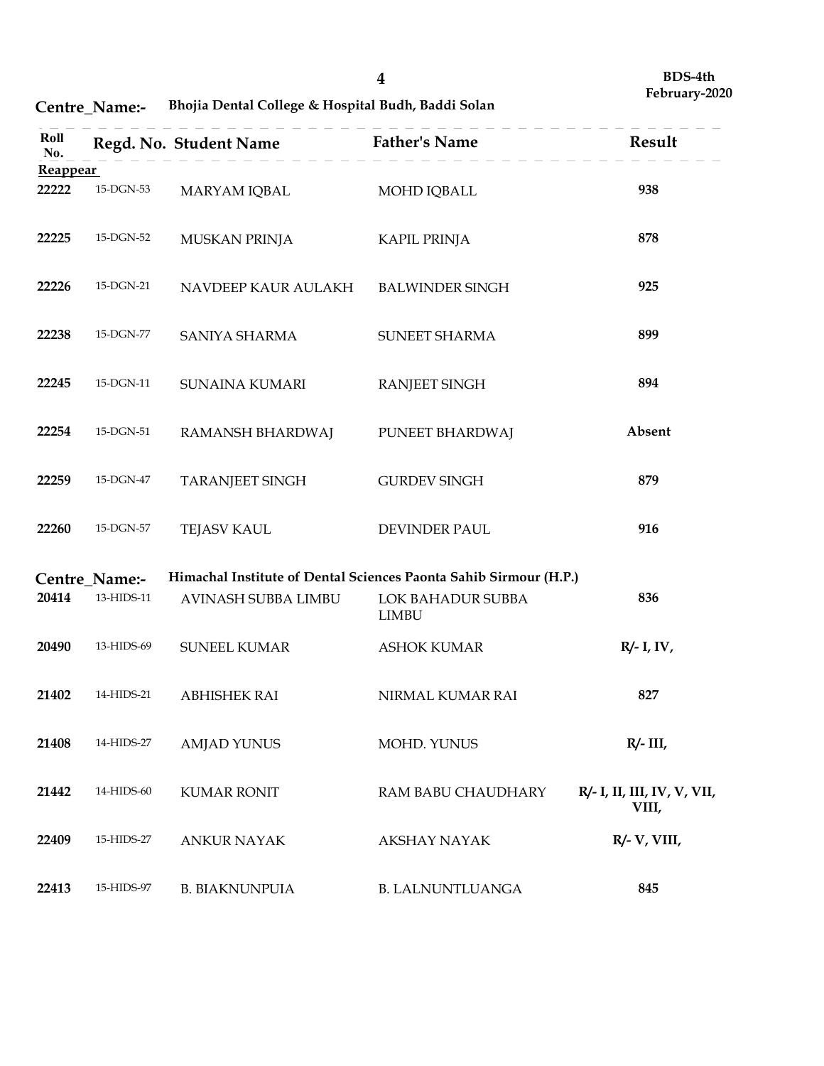BDS-4th
February-2020

Centre_Name:- Bhojia Dental College & Hospital Budh, Baddi Solan

| Roll No. | Regd. No. | Student Name | Father's Name | Result |
|---|---|---|---|---|
| **Reappear** | | | | |
| 22222 | 15-DGN-53 | MARYAM IQBAL | MOHD IQBALL | 938 |
| 22225 | 15-DGN-52 | MUSKAN PRINJA | KAPIL PRINJA | 878 |
| 22226 | 15-DGN-21 | NAVDEEP KAUR AULAKH | BALWINDER SINGH | 925 |
| 22238 | 15-DGN-77 | SANIYA SHARMA | SUNEET SHARMA | 899 |
| 22245 | 15-DGN-11 | SUNAINA KUMARI | RANJEET SINGH | 894 |
| 22254 | 15-DGN-51 | RAMANSH BHARDWAJ | PUNEET BHARDWAJ | Absent |
| 22259 | 15-DGN-47 | TARANJEET SINGH | GURDEV SINGH | 879 |
| 22260 | 15-DGN-57 | TEJASV KAUL | DEVINDER PAUL | 916 |

Centre_Name:- Himachal Institute of Dental Sciences Paonta Sahib Sirmour (H.P.)

| Roll No. | Regd. No. | Student Name | Father's Name | Result |
|---|---|---|---|---|
| 20414 | 13-HIDS-11 | AVINASH SUBBA LIMBU | LOK BAHADUR SUBBA LIMBU | 836 |
| 20490 | 13-HIDS-69 | SUNEEL KUMAR | ASHOK KUMAR | R/- I, IV, |
| 21402 | 14-HIDS-21 | ABHISHEK RAI | NIRMAL KUMAR RAI | 827 |
| 21408 | 14-HIDS-27 | AMJAD YUNUS | MOHD. YUNUS | R/- III, |
| 21442 | 14-HIDS-60 | KUMAR RONIT | RAM BABU CHAUDHARY | R/- I, II, III, IV, V, VII, VIII, |
| 22409 | 15-HIDS-27 | ANKUR NAYAK | AKSHAY NAYAK | R/- V, VIII, |
| 22413 | 15-HIDS-97 | B. BIAKNUNPUIA | B. LALNUNTLUANGA | 845 |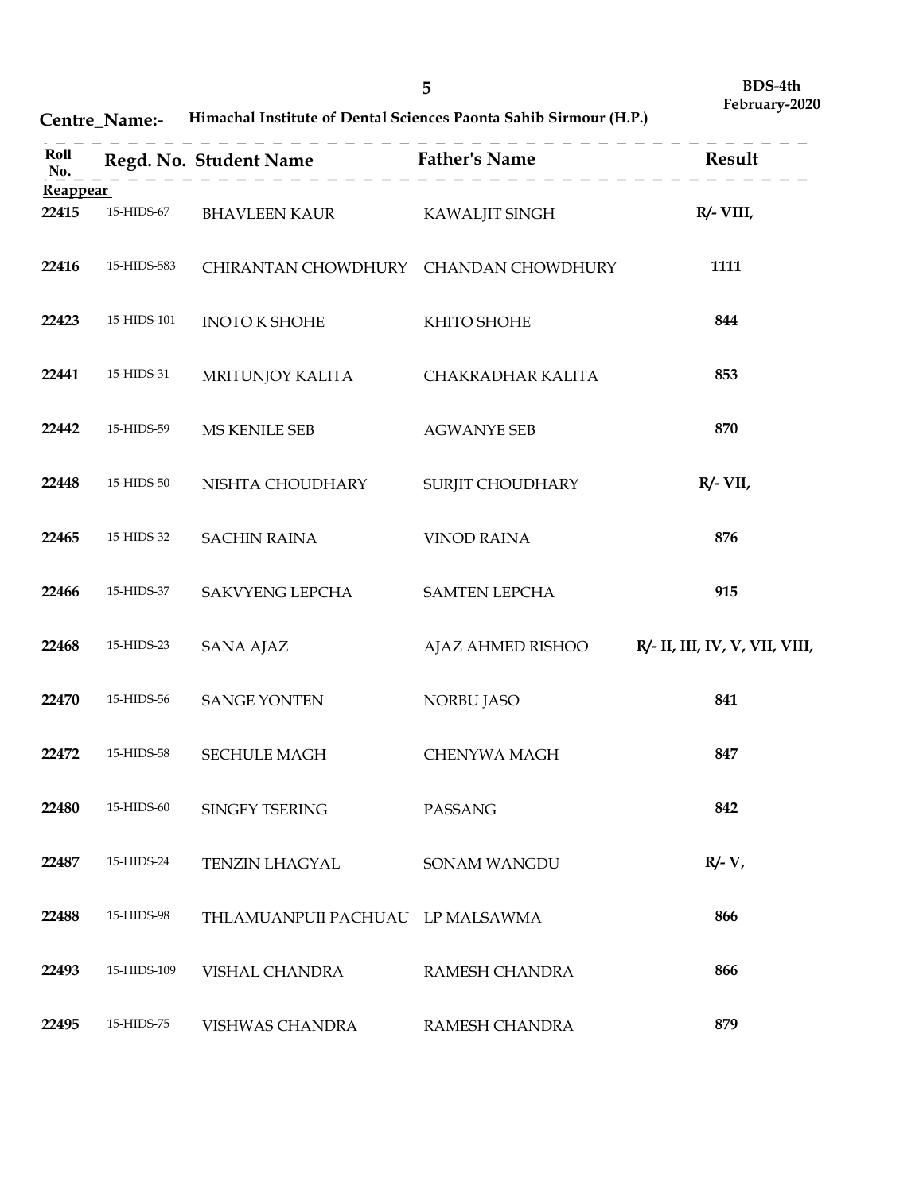**Centre_Name:-** **Himachal Institute of Dental Sciences Paonta Sahib Sirmour (H.P.)**

**BDS-4th February-2020**

| Roll No. | Regd. No. | Student Name | Father's Name | Result |
|---|---|---|---|---|
| **Reappear** | | | | |
| 22415 | 15-HIDS-67 | BHAVLEEN KAUR | KAWALJIT SINGH | R/- VIII, |
| 22416 | 15-HIDS-583 | CHIRANTAN CHOWDHURY | CHANDAN CHOWDHURY | 1111 |
| 22423 | 15-HIDS-101 | INOTO K SHOHE | KHITO SHOHE | 844 |
| 22441 | 15-HIDS-31 | MRITUNJOY KALITA | CHAKRADHAR KALITA | 853 |
| 22442 | 15-HIDS-59 | MS KENILE SEB | AGWANYE SEB | 870 |
| 22448 | 15-HIDS-50 | NISHTA CHOUDHARY | SURJIT CHOUDHARY | R/- VII, |
| 22465 | 15-HIDS-32 | SACHIN RAINA | VINOD RAINA | 876 |
| 22466 | 15-HIDS-37 | SAKVYENG LEPCHA | SAMTEN LEPCHA | 915 |
| 22468 | 15-HIDS-23 | SANA AJAZ | AJAZ AHMED RISHOO | R/- II, III, IV, V, VII, VIII, |
| 22470 | 15-HIDS-56 | SANGE YONTEN | NORBU JASO | 841 |
| 22472 | 15-HIDS-58 | SECHULE MAGH | CHENYWA MAGH | 847 |
| 22480 | 15-HIDS-60 | SINGEY TSERING | PASSANG | 842 |
| 22487 | 15-HIDS-24 | TENZIN LHAGYAL | SONAM WANGDU | R/- V, |
| 22488 | 15-HIDS-98 | THLAMUANPUII PACHUAU | LP MALSAWMA | 866 |
| 22493 | 15-HIDS-109 | VISHAL CHANDRA | RAMESH CHANDRA | 866 |
| 22495 | 15-HIDS-75 | VISHWAS CHANDRA | RAMESH CHANDRA | 879 |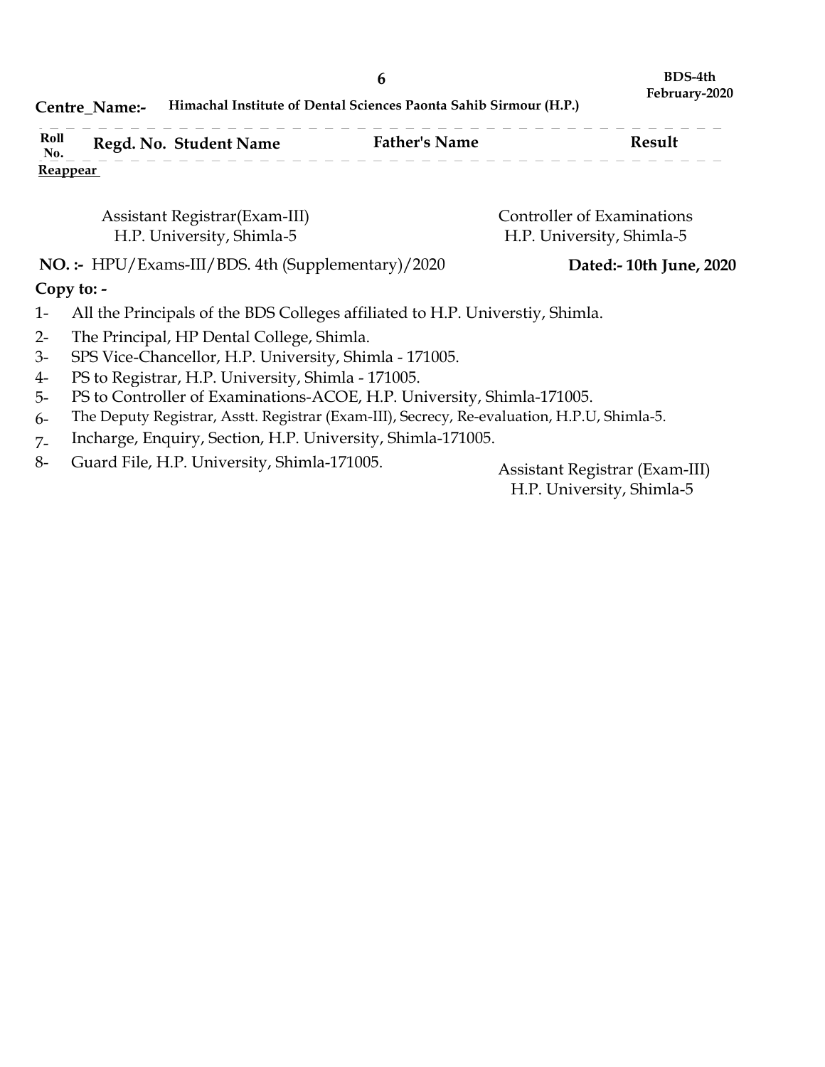**Centre_Name:-** **Himachal Institute of Dental Sciences Paonta Sahib Sirmour (H.P.)**

**BDS-4th**
**February-2020**

| Roll No. | Regd. No. | Student Name | Father's Name | Result |
|---|---|---|---|---|

**Reappear**

Assistant Registrar(Exam-III)
H.P. University, Shimla-5

Controller of Examinations
H.P. University, Shimla-5

**NO. :-** HPU/Exams-III/BDS. 4th (Supplementary)/2020 **Dated:- 10th June, 2020**

**Copy to: -**

1- All the Principals of the BDS Colleges affiliated to H.P. Universtiy, Shimla.
2- The Principal, HP Dental College, Shimla.
3- SPS Vice-Chancellor, H.P. University, Shimla - 171005.
4- PS to Registrar, H.P. University, Shimla - 171005.
5- PS to Controller of Examinations-ACOE, H.P. University, Shimla-171005.
6- The Deputy Registrar, Asstt. Registrar (Exam-III), Secrecy, Re-evaluation, H.P.U, Shimla-5.
7- Incharge, Enquiry, Section, H.P. University, Shimla-171005.
8- Guard File, H.P. University, Shimla-171005.

Assistant Registrar (Exam-III)
H.P. University, Shimla-5